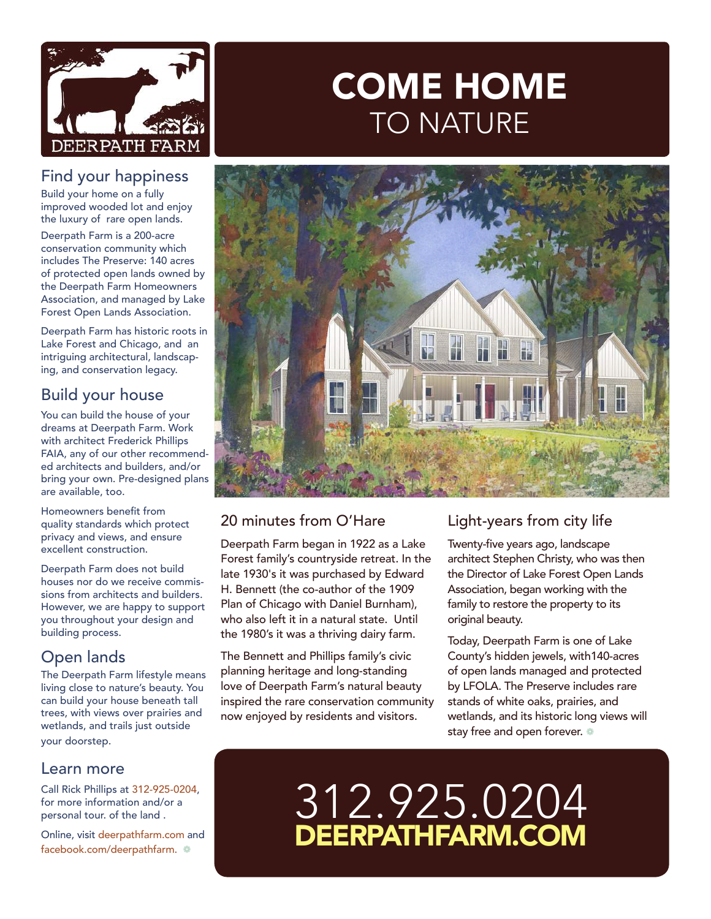DEERPATH FARM

# COME HOME TO NATURE

## Find your happiness

Build your home on a fully improved wooded lot and enjoy the luxury of rare open lands.

Deerpath Farm is a 200-acre conservation community which includes The Preserve: 140 acres of protected open lands owned by the Deerpath Farm Homeowners Association, and managed by Lake Forest Open Lands Association.

Deerpath Farm has historic roots in Lake Forest and Chicago, and an intriguing architectural, landscaping, and conservation legacy.

## Build your house

You can build the house of your dreams at Deerpath Farm. Work with architect Frederick Phillips FAIA, any of our other recommended architects and builders, and/or bring your own. Pre-designed plans are available, too.

Homeowners benefit from quality standards which protect privacy and views, and ensure excellent construction.

Deerpath Farm does not build houses nor do we receive commissions from architects and builders. However, we are happy to support you throughout your design and building process.

## Open lands

The Deerpath Farm lifestyle means living close to nature's beauty. You can build your house beneath tall trees, with views over prairies and wetlands, and trails just outside your doorstep.

## Learn more

Call Rick Phillips at 312-925-0204, for more information and/or a personal tour. of the land .

Online, visit deerpathfarm.com and facebook.com/deerpathfarm.

## 20 minutes from O'Hare

Deerpath Farm began in 1922 as a Lake Forest family's countryside retreat. In the late 1930's it was purchased by Edward H. Bennett (the co-author of the 1909 Plan of Chicago with Daniel Burnham), who also left it in a natural state. Until the 1980's it was a thriving dairy farm.

The Bennett and Phillips family's civic planning heritage and long-standing love of Deerpath Farm's natural beauty inspired the rare conservation community now enjoyed by residents and visitors.

## Light-years from city life

Twenty-five years ago, landscape architect Stephen Christy, who was then the Director of Lake Forest Open Lands Association, began working with the family to restore the property to its original beauty.

Today, Deerpath Farm is one of Lake County's hidden jewels, with140-acres of open lands managed and protected by LFOLA. The Preserve includes rare stands of white oaks, prairies, and wetlands, and its historic long views will stay free and open forever.

312.925.0204

**DEERPATHFARM.COM**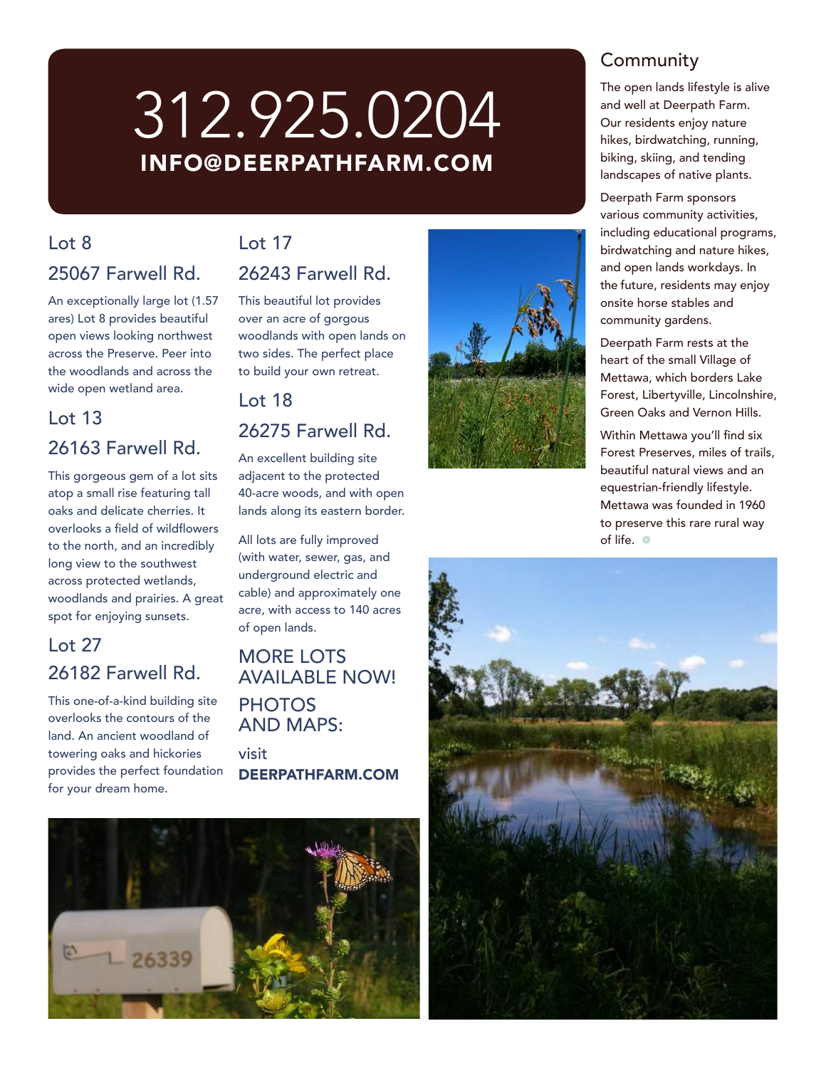# 312.925.0204

**INFO@DEERPATHFARM.COM**

## Lot 8

## 25067 Farwell Rd.

An exceptionally large lot (1.57 ares) Lot 8 provides beautiful open views looking northwest across the Preserve. Peer into the woodlands and across the wide open wetland area.

## Lot 13

## 26163 Farwell Rd.

This gorgeous gem of a lot sits atop a small rise featuring tall oaks and delicate cherries. It overlooks a field of wildflowers to the north, and an incredibly long view to the southwest across protected wetlands, woodlands and prairies. A great spot for enjoying sunsets.

## Lot 27

## 26182 Farwell Rd.

This one-of-a-kind building site overlooks the contours of the land. An ancient woodland of towering oaks and hickories provides the perfect foundation for your dream home.

## Lot 17

## 26243 Farwell Rd.

This beautiful lot provides over an acre of gorgous woodlands with open lands on two sides. The perfect place to build your own retreat.

## Lot 18

## 26275 Farwell Rd.

An excellent building site adjacent to the protected 40-acre woods, and with open lands along its eastern border.

All lots are fully improved (with water, sewer, gas, and underground electric and cable) and approximately one acre, with access to 140 acres of open lands.

## MORE LOTS AVAILABLE NOW!

## PHOTOS AND MAPS:

visit **DEERPATHFARM.COM**

## Community

The open lands lifestyle is alive and well at Deerpath Farm. Our residents enjoy nature hikes, birdwatching, running, biking, skiing, and tending landscapes of native plants.

Deerpath Farm sponsors various community activities, including educational programs, birdwatching and nature hikes, and open lands workdays. In the future, residents may enjoy onsite horse stables and community gardens.

Deerpath Farm rests at the heart of the small Village of Mettawa, which borders Lake Forest, Libertyville, Lincolnshire, Green Oaks and Vernon Hills.

Within Mettawa you'll find six Forest Preserves, miles of trails, beautiful natural views and an equestrian-friendly lifestyle. Mettawa was founded in 1960 to preserve this rare rural way of life.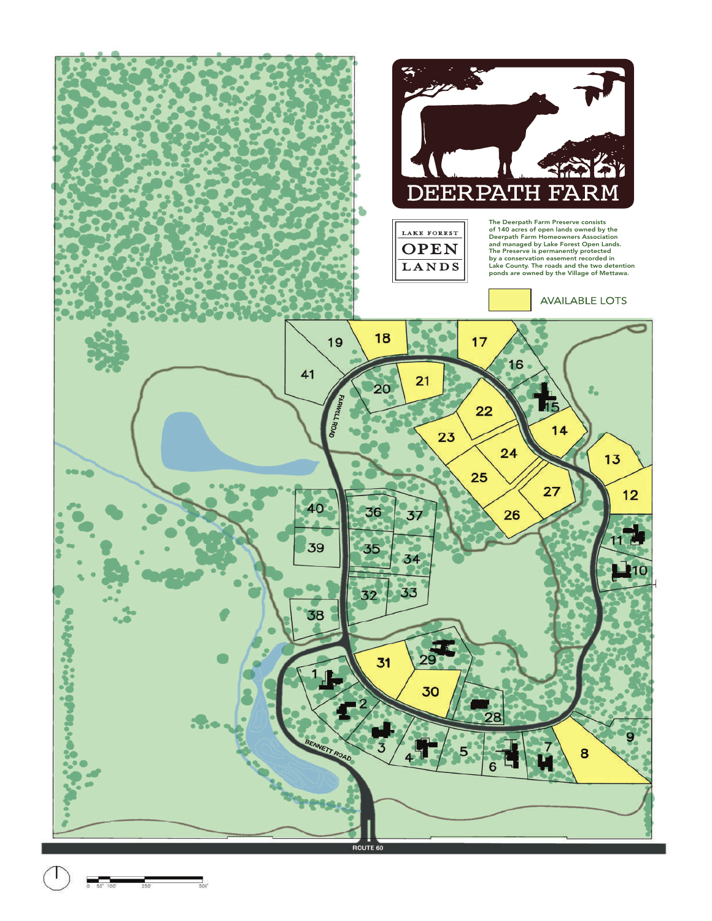# DEERPATH FARM

LAKE FOREST OPEN LANDS

The Deerpath Farm Preserve consists of 140 acres of open lands owned by the Deerpath Farm Homeowners Association and managed by Lake Forest Open Lands. The Preserve is permanently protected by a conservation easement recorded in Lake County. The roads and the two detention ponds are owned by the Village of Mettawa.

AVAILABLE LOTS

FARWELL ROAD

BENNETT ROAD

ROUTE 60

0 50' 100' 250' 500'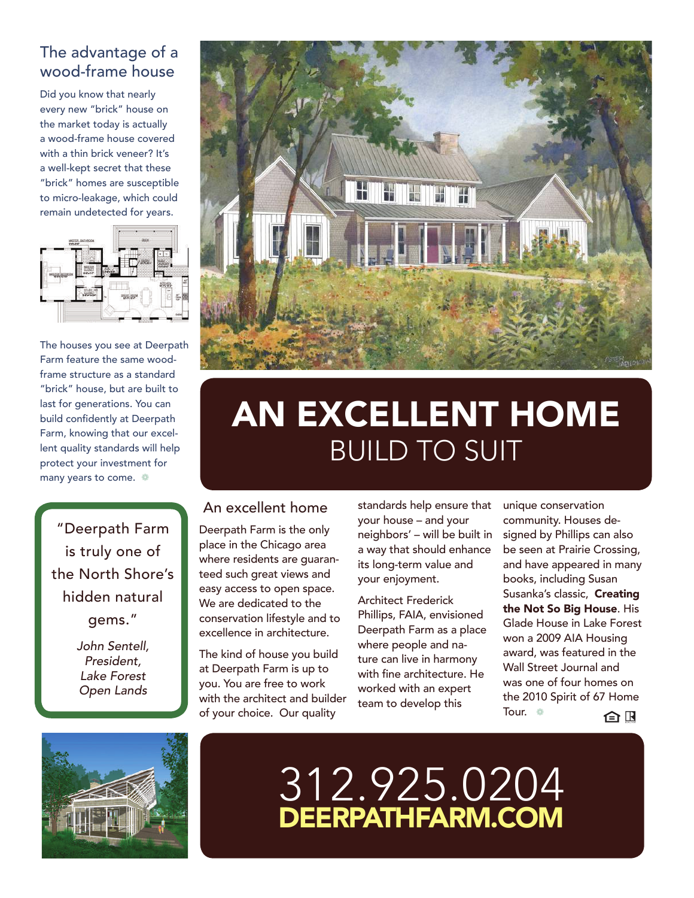## The advantage of a wood-frame house

Did you know that nearly every new "brick" house on the market today is actually a wood-frame house covered with a thin brick veneer? It's a well-kept secret that these "brick" homes are susceptible to micro-leakage, which could remain undetected for years.

The houses you see at Deerpath Farm feature the same wood-frame structure as a standard "brick" house, but are built to last for generations. You can build confidently at Deerpath Farm, knowing that our excellent quality standards will help protect your investment for many years to come.

> "Deerpath Farm is truly one of the North Shore's hidden natural gems."
>
> *John Sentell, President, Lake Forest Open Lands*

# AN EXCELLENT HOME
## BUILD TO SUIT

### An excellent home

Deerpath Farm is the only place in the Chicago area where residents are guaranteed such great views and easy access to open space. We are dedicated to the conservation lifestyle and to excellence in architecture.

The kind of house you build at Deerpath Farm is up to you. You are free to work with the architect and builder of your choice. Our quality standards help ensure that your house – and your neighbors' – will be built in a way that should enhance its long-term value and your enjoyment.

Architect Frederick Phillips, FAIA, envisioned Deerpath Farm as a place where people and nature can live in harmony with fine architecture. He worked with an expert team to develop this unique conservation community. Houses designed by Phillips can also be seen at Prairie Crossing, and have appeared in many books, including Susan Susanka's classic, **Creating the Not So Big House**. His Glade House in Lake Forest won a 2009 AIA Housing award, was featured in the Wall Street Journal and was one of four homes on the 2010 Spirit of 67 Home Tour.

# 312.925.0204
## DEERPATHFARM.COM